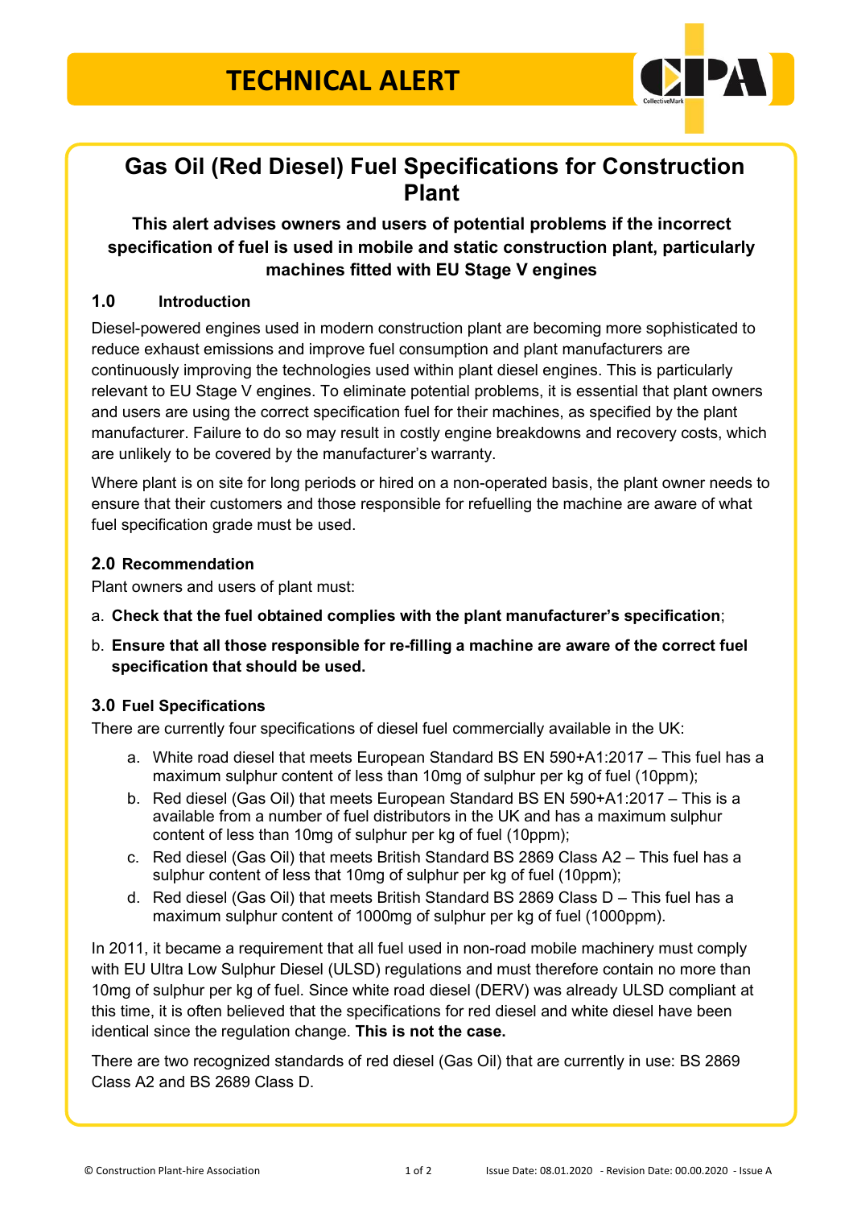# TECHNICAL ALERT

## Gas Oil (Red Diesel) Fuel Specifications for Construction Plant

**This alert advises owners and users of potential problems if the incorrect specification of fuel is used in mobile and static construction plant, particularly machines fitted with EU Stage V engines**

### 1.0 Introduction

Diesel-powered engines used in modern construction plant are becoming more sophisticated to reduce exhaust emissions and improve fuel consumption and plant manufacturers are continuously improving the technologies used within plant diesel engines. This is particularly relevant to EU Stage V engines. To eliminate potential problems, it is essential that plant owners and users are using the correct specification fuel for their machines, as specified by the plant manufacturer. Failure to do so may result in costly engine breakdowns and recovery costs, which are unlikely to be covered by the manufacturer's warranty.

Where plant is on site for long periods or hired on a non-operated basis, the plant owner needs to ensure that their customers and those responsible for refuelling the machine are aware of what fuel specification grade must be used.

### 2.0 Recommendation

Plant owners and users of plant must:

a. **Check that the fuel obtained complies with the plant manufacturer's specification**;

b. **Ensure that all those responsible for re-filling a machine are aware of the correct fuel specification that should be used.**

### 3.0 Fuel Specifications

There are currently four specifications of diesel fuel commercially available in the UK:

a. White road diesel that meets European Standard BS EN 590+A1:2017 – This fuel has a maximum sulphur content of less than 10mg of sulphur per kg of fuel (10ppm);
b. Red diesel (Gas Oil) that meets European Standard BS EN 590+A1:2017 – This is a available from a number of fuel distributors in the UK and has a maximum sulphur content of less than 10mg of sulphur per kg of fuel (10ppm);
c. Red diesel (Gas Oil) that meets British Standard BS 2869 Class A2 – This fuel has a sulphur content of less that 10mg of sulphur per kg of fuel (10ppm);
d. Red diesel (Gas Oil) that meets British Standard BS 2869 Class D – This fuel has a maximum sulphur content of 1000mg of sulphur per kg of fuel (1000ppm).

In 2011, it became a requirement that all fuel used in non-road mobile machinery must comply with EU Ultra Low Sulphur Diesel (ULSD) regulations and must therefore contain no more than 10mg of sulphur per kg of fuel. Since white road diesel (DERV) was already ULSD compliant at this time, it is often believed that the specifications for red diesel and white diesel have been identical since the regulation change. **This is not the case.**

There are two recognized standards of red diesel (Gas Oil) that are currently in use: BS 2869 Class A2 and BS 2689 Class D.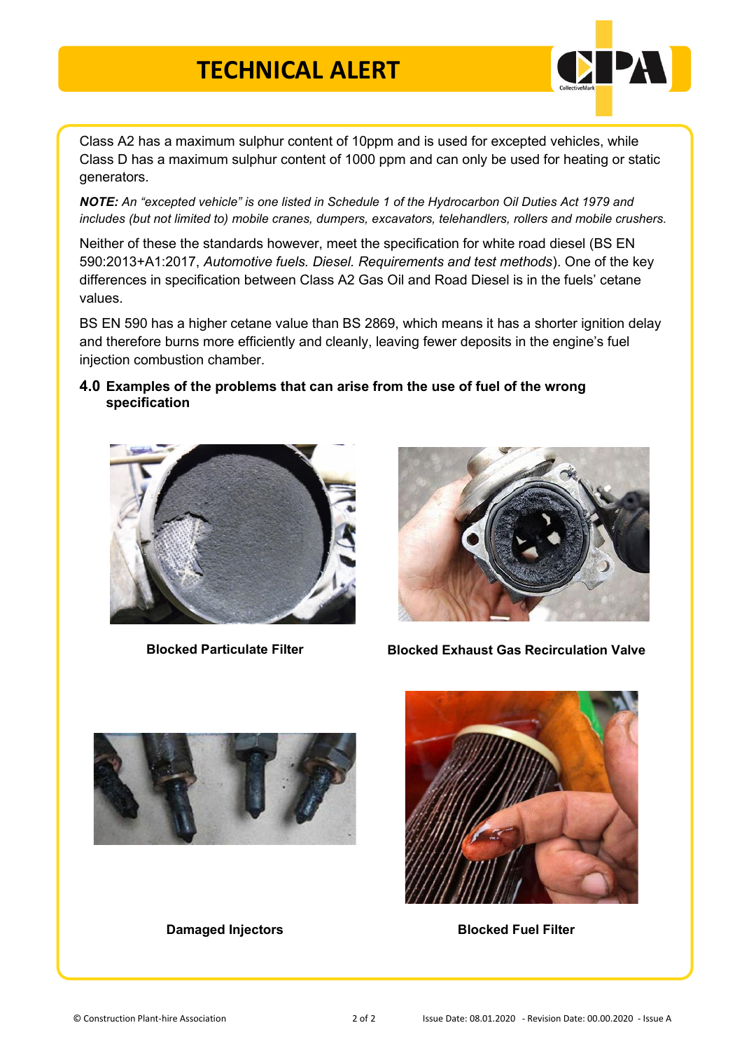Class A2 has a maximum sulphur content of 10ppm and is used for excepted vehicles, while Class D has a maximum sulphur content of 1000 ppm and can only be used for heating or static generators.

***NOTE:*** *An "excepted vehicle" is one listed in Schedule 1 of the Hydrocarbon Oil Duties Act 1979 and includes (but not limited to) mobile cranes, dumpers, excavators, telehandlers, rollers and mobile crushers.*

Neither of these the standards however, meet the specification for white road diesel (BS EN 590:2013+A1:2017, *Automotive fuels. Diesel. Requirements and test methods*). One of the key differences in specification between Class A2 Gas Oil and Road Diesel is in the fuels' cetane values.

BS EN 590 has a higher cetane value than BS 2869, which means it has a shorter ignition delay and therefore burns more efficiently and cleanly, leaving fewer deposits in the engine's fuel injection combustion chamber.

## 4.0 Examples of the problems that can arise from the use of fuel of the wrong specification

**Blocked Particulate Filter**

**Blocked Exhaust Gas Recirculation Valve**

**Damaged Injectors**

**Blocked Fuel Filter**